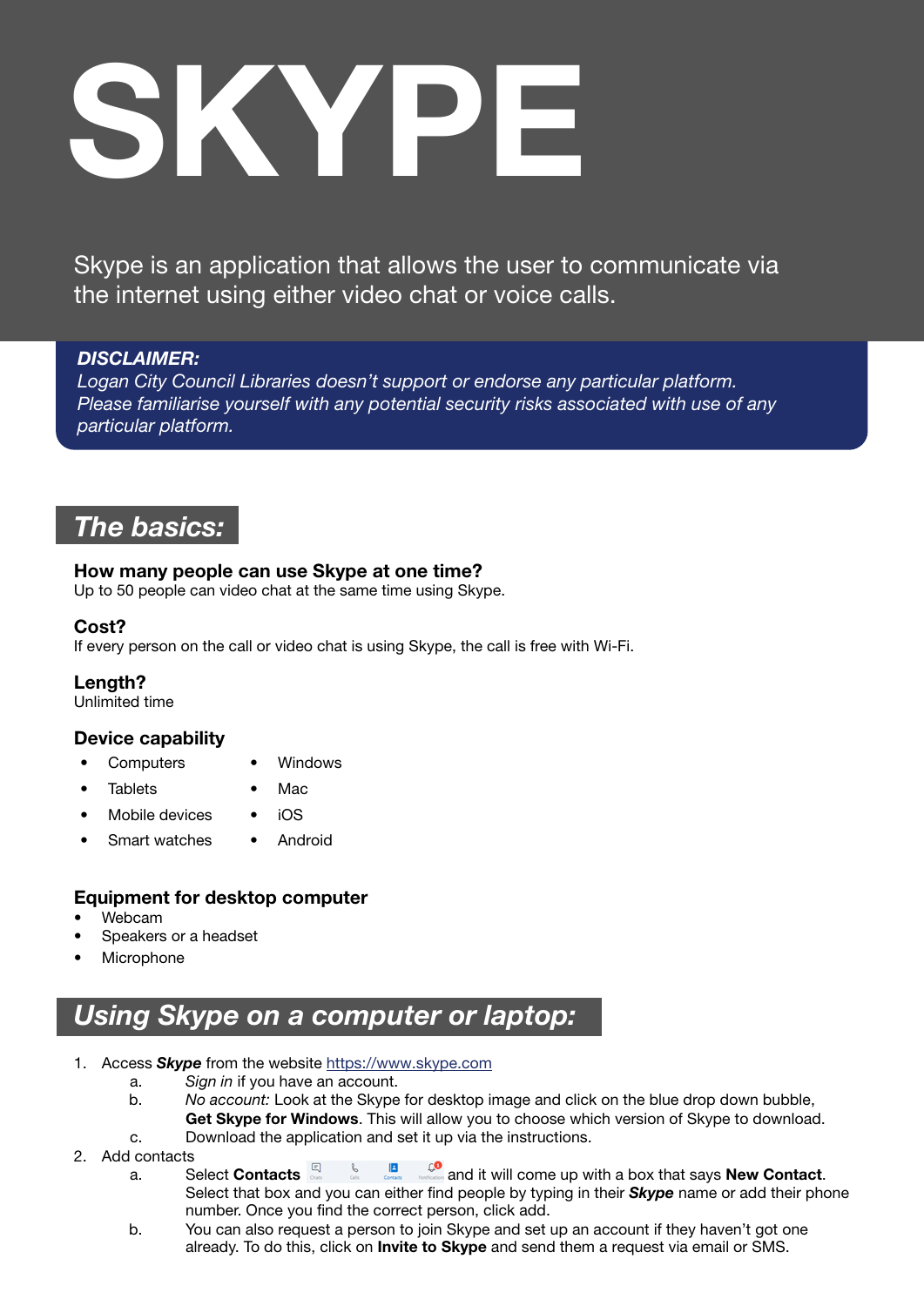# SKYPE

Skype is an application that allows the user to communicate via the internet using either video chat or voice calls.

***DISCLAIMER:***
*Logan City Council Libraries doesn't support or endorse any particular platform. Please familiarise yourself with any potential security risks associated with use of any particular platform.*

## *The basics:*

**How many people can use Skype at one time?**
Up to 50 people can video chat at the same time using Skype.

**Cost?**
If every person on the call or video chat is using Skype, the call is free with Wi-Fi.

**Length?**
Unlimited time

**Device capability**

- Computers
- Tablets
- Mobile devices
- Smart watches
- Windows
- Mac
- iOS
- Android

**Equipment for desktop computer**

- Webcam
- Speakers or a headset
- Microphone

## *Using Skype on a computer or laptop:*

1. Access ***Skype*** from the website https://www.skype.com
   a. *Sign in* if you have an account.
   b. *No account:* Look at the Skype for desktop image and click on the blue drop down bubble, **Get Skype for Windows**. This will allow you to choose which version of Skype to download.
   c. Download the application and set it up via the instructions.
2. Add contacts
   a. Select **Contacts** and it will come up with a box that says **New Contact**. Select that box and you can either find people by typing in their ***Skype*** name or add their phone number. Once you find the correct person, click add.
   b. You can also request a person to join Skype and set up an account if they haven't got one already. To do this, click on **Invite to Skype** and send them a request via email or SMS.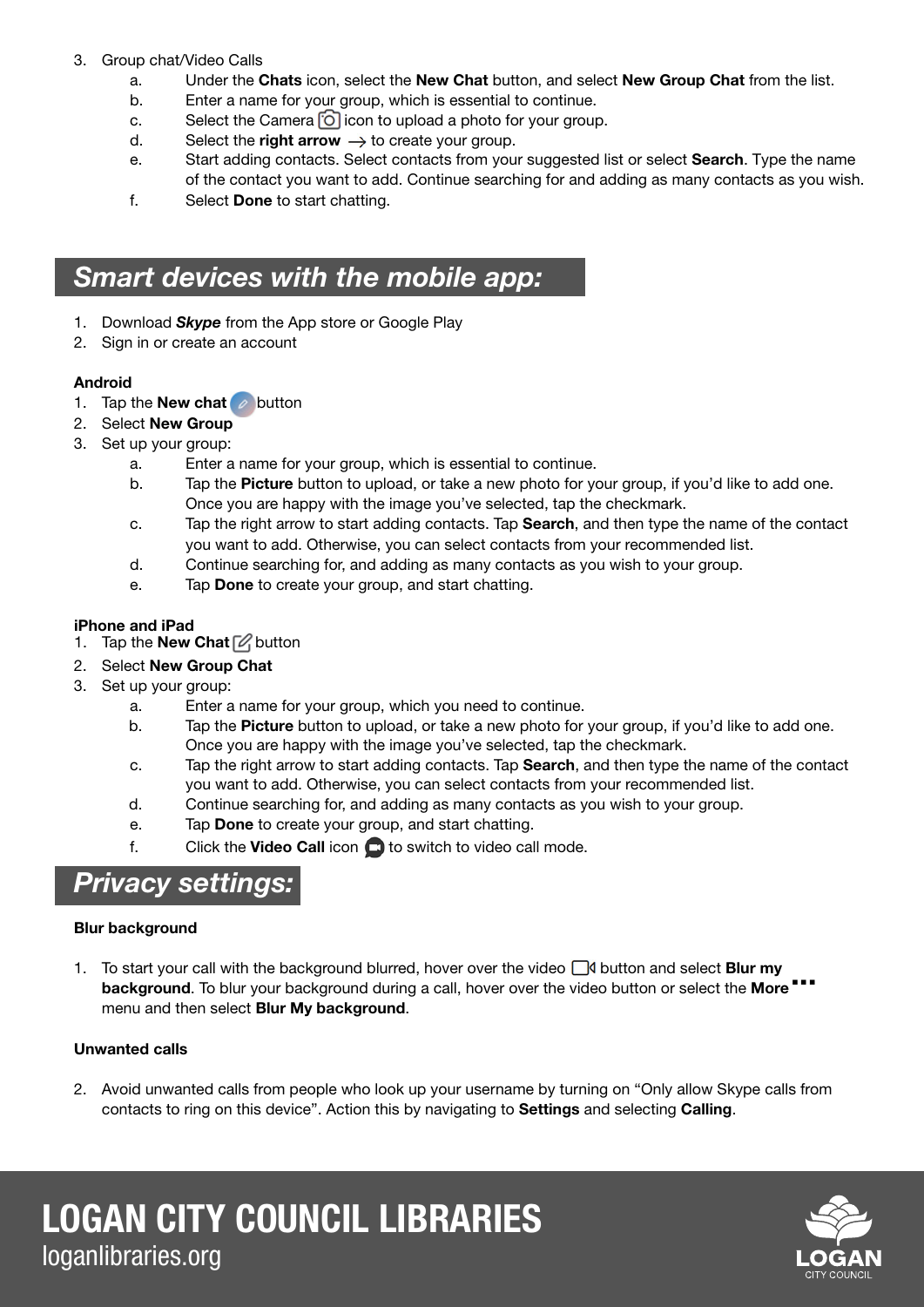3. Group chat/Video Calls
    a. Under the **Chats** icon, select the **New Chat** button, and select **New Group Chat** from the list.
    b. Enter a name for your group, which is essential to continue.
    c. Select the Camera icon to upload a photo for your group.
    d. Select the **right arrow** → to create your group.
    e. Start adding contacts. Select contacts from your suggested list or select **Search**. Type the name of the contact you want to add. Continue searching for and adding as many contacts as you wish.
    f. Select **Done** to start chatting.

## *Smart devices with the mobile app:*

1. Download ***Skype*** from the App store or Google Play
2. Sign in or create an account

**Android**

1. Tap the **New chat** button
2. Select **New Group**
3. Set up your group:
    a. Enter a name for your group, which is essential to continue.
    b. Tap the **Picture** button to upload, or take a new photo for your group, if you'd like to add one. Once you are happy with the image you've selected, tap the checkmark.
    c. Tap the right arrow to start adding contacts. Tap **Search**, and then type the name of the contact you want to add. Otherwise, you can select contacts from your recommended list.
    d. Continue searching for, and adding as many contacts as you wish to your group.
    e. Tap **Done** to create your group, and start chatting.

**iPhone and iPad**

1. Tap the **New Chat** button
2. Select **New Group Chat**
3. Set up your group:
    a. Enter a name for your group, which you need to continue.
    b. Tap the **Picture** button to upload, or take a new photo for your group, if you'd like to add one. Once you are happy with the image you've selected, tap the checkmark.
    c. Tap the right arrow to start adding contacts. Tap **Search**, and then type the name of the contact you want to add. Otherwise, you can select contacts from your recommended list.
    d. Continue searching for, and adding as many contacts as you wish to your group.
    e. Tap **Done** to create your group, and start chatting.
    f. Click the **Video Call** icon to switch to video call mode.

## *Privacy settings:*

**Blur background**

1. To start your call with the background blurred, hover over the video button and select **Blur my background**. To blur your background during a call, hover over the video button or select the **More** ... menu and then select **Blur My background**.

**Unwanted calls**

2. Avoid unwanted calls from people who look up your username by turning on "Only allow Skype calls from contacts to ring on this device". Action this by navigating to **Settings** and selecting **Calling**.

**LOGAN CITY COUNCIL LIBRARIES**
loganlibraries.org